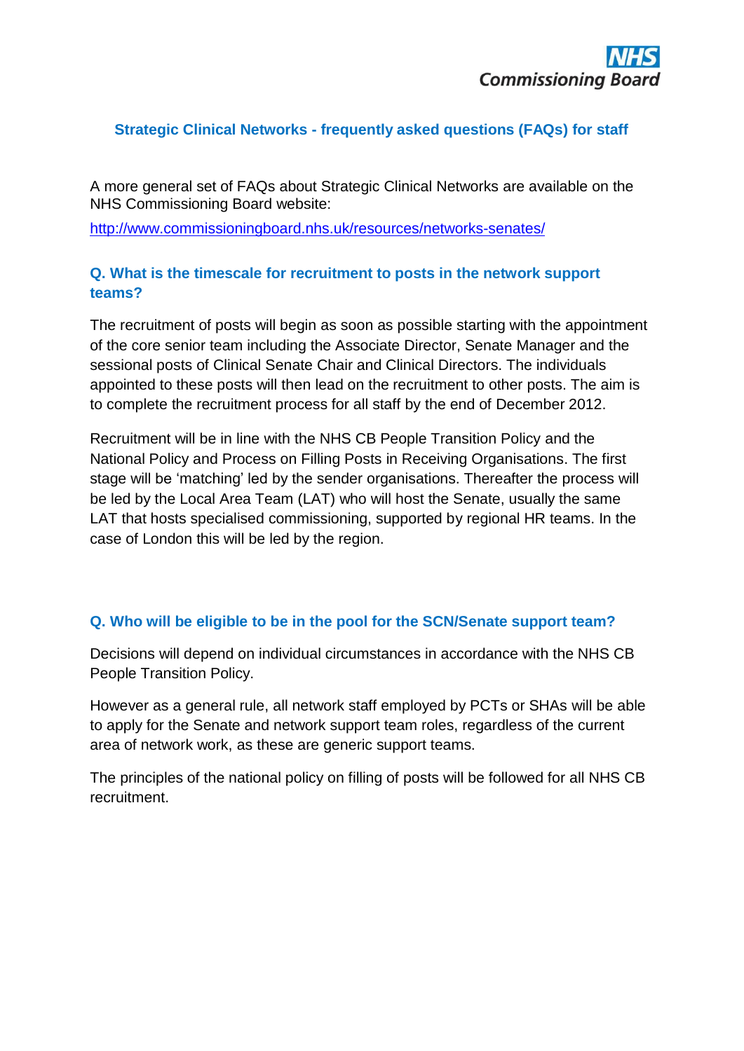NHS Commissioning Board

# Strategic Clinical Networks - frequently asked questions (FAQs) for staff

A more general set of FAQs about Strategic Clinical Networks are available on the NHS Commissioning Board website:

[http://www.commissioningboard.nhs.uk/resources/networks-senates/](http://www.commissioningboard.nhs.uk/resources/networks-senates/)

## Q. What is the timescale for recruitment to posts in the network support teams?

The recruitment of posts will begin as soon as possible starting with the appointment of the core senior team including the Associate Director, Senate Manager and the sessional posts of Clinical Senate Chair and Clinical Directors. The individuals appointed to these posts will then lead on the recruitment to other posts. The aim is to complete the recruitment process for all staff by the end of December 2012.

Recruitment will be in line with the NHS CB People Transition Policy and the National Policy and Process on Filling Posts in Receiving Organisations. The first stage will be 'matching' led by the sender organisations. Thereafter the process will be led by the Local Area Team (LAT) who will host the Senate, usually the same LAT that hosts specialised commissioning, supported by regional HR teams. In the case of London this will be led by the region.

## Q. Who will be eligible to be in the pool for the SCN/Senate support team?

Decisions will depend on individual circumstances in accordance with the NHS CB People Transition Policy.

However as a general rule, all network staff employed by PCTs or SHAs will be able to apply for the Senate and network support team roles, regardless of the current area of network work, as these are generic support teams.

The principles of the national policy on filling of posts will be followed for all NHS CB recruitment.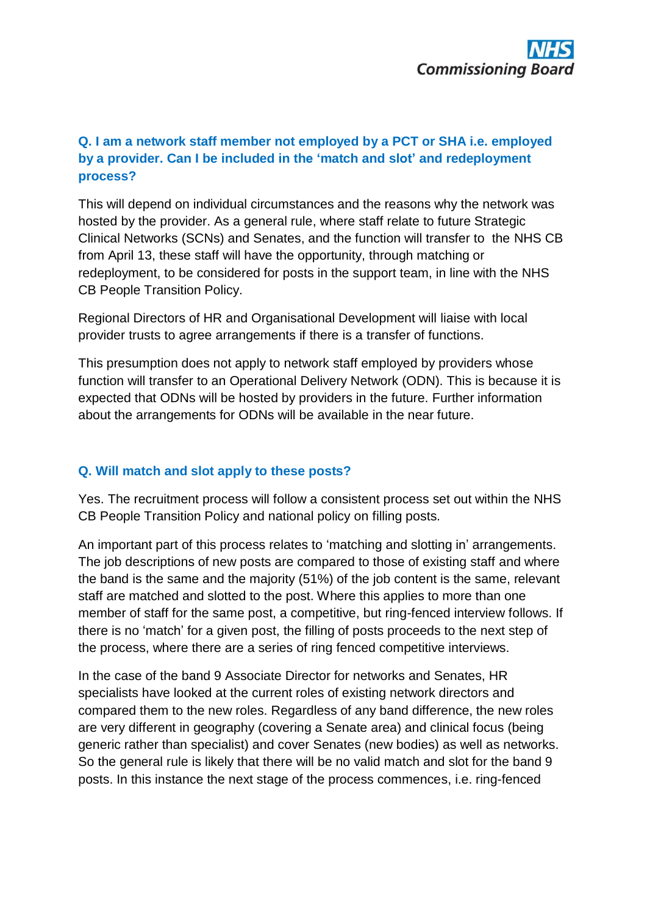### Q. I am a network staff member not employed by a PCT or SHA i.e. employed by a provider. Can I be included in the 'match and slot' and redeployment process?

This will depend on individual circumstances and the reasons why the network was hosted by the provider. As a general rule, where staff relate to future Strategic Clinical Networks (SCNs) and Senates, and the function will transfer to the NHS CB from April 13, these staff will have the opportunity, through matching or redeployment, to be considered for posts in the support team, in line with the NHS CB People Transition Policy.

Regional Directors of HR and Organisational Development will liaise with local provider trusts to agree arrangements if there is a transfer of functions.

This presumption does not apply to network staff employed by providers whose function will transfer to an Operational Delivery Network (ODN). This is because it is expected that ODNs will be hosted by providers in the future. Further information about the arrangements for ODNs will be available in the near future.

### Q. Will match and slot apply to these posts?

Yes. The recruitment process will follow a consistent process set out within the NHS CB People Transition Policy and national policy on filling posts.

An important part of this process relates to 'matching and slotting in' arrangements. The job descriptions of new posts are compared to those of existing staff and where the band is the same and the majority (51%) of the job content is the same, relevant staff are matched and slotted to the post. Where this applies to more than one member of staff for the same post, a competitive, but ring-fenced interview follows. If there is no 'match' for a given post, the filling of posts proceeds to the next step of the process, where there are a series of ring fenced competitive interviews.

In the case of the band 9 Associate Director for networks and Senates, HR specialists have looked at the current roles of existing network directors and compared them to the new roles. Regardless of any band difference, the new roles are very different in geography (covering a Senate area) and clinical focus (being generic rather than specialist) and cover Senates (new bodies) as well as networks. So the general rule is likely that there will be no valid match and slot for the band 9 posts. In this instance the next stage of the process commences, i.e. ring-fenced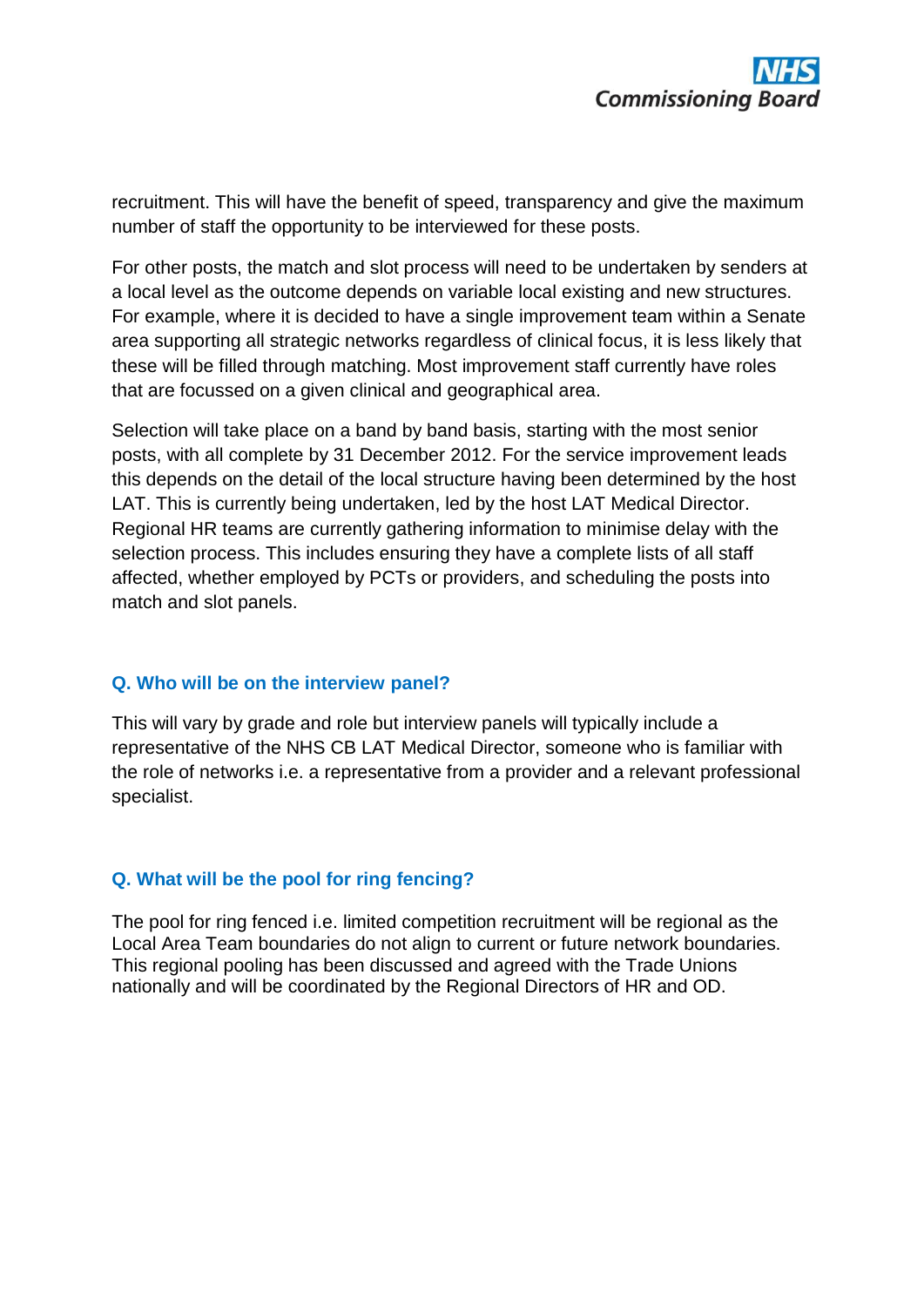recruitment. This will have the benefit of speed, transparency and give the maximum number of staff the opportunity to be interviewed for these posts.

For other posts, the match and slot process will need to be undertaken by senders at a local level as the outcome depends on variable local existing and new structures. For example, where it is decided to have a single improvement team within a Senate area supporting all strategic networks regardless of clinical focus, it is less likely that these will be filled through matching. Most improvement staff currently have roles that are focussed on a given clinical and geographical area.

Selection will take place on a band by band basis, starting with the most senior posts, with all complete by 31 December 2012. For the service improvement leads this depends on the detail of the local structure having been determined by the host LAT. This is currently being undertaken, led by the host LAT Medical Director. Regional HR teams are currently gathering information to minimise delay with the selection process. This includes ensuring they have a complete lists of all staff affected, whether employed by PCTs or providers, and scheduling the posts into match and slot panels.

### Q. Who will be on the interview panel?

This will vary by grade and role but interview panels will typically include a representative of the NHS CB LAT Medical Director, someone who is familiar with the role of networks i.e. a representative from a provider and a relevant professional specialist.

### Q. What will be the pool for ring fencing?

The pool for ring fenced i.e. limited competition recruitment will be regional as the Local Area Team boundaries do not align to current or future network boundaries. This regional pooling has been discussed and agreed with the Trade Unions nationally and will be coordinated by the Regional Directors of HR and OD.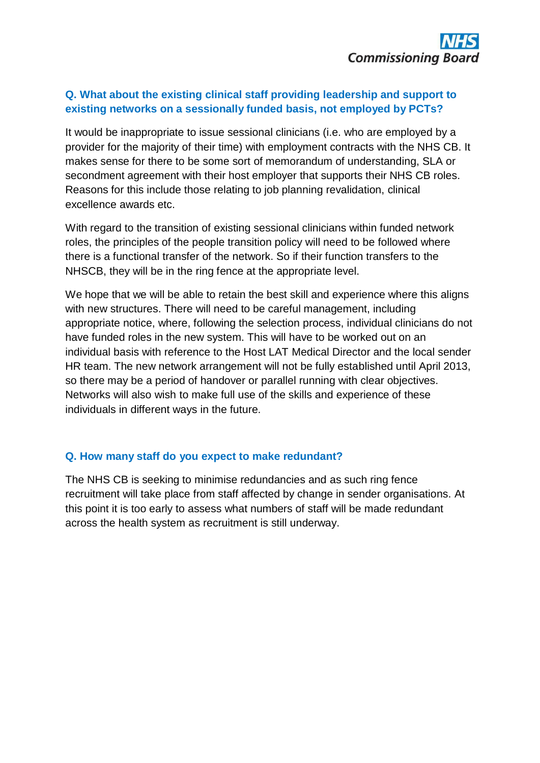### Q. What about the existing clinical staff providing leadership and support to existing networks on a sessionally funded basis, not employed by PCTs?

It would be inappropriate to issue sessional clinicians (i.e. who are employed by a provider for the majority of their time) with employment contracts with the NHS CB. It makes sense for there to be some sort of memorandum of understanding, SLA or secondment agreement with their host employer that supports their NHS CB roles. Reasons for this include those relating to job planning revalidation, clinical excellence awards etc.

With regard to the transition of existing sessional clinicians within funded network roles, the principles of the people transition policy will need to be followed where there is a functional transfer of the network. So if their function transfers to the NHSCB, they will be in the ring fence at the appropriate level.

We hope that we will be able to retain the best skill and experience where this aligns with new structures. There will need to be careful management, including appropriate notice, where, following the selection process, individual clinicians do not have funded roles in the new system. This will have to be worked out on an individual basis with reference to the Host LAT Medical Director and the local sender HR team. The new network arrangement will not be fully established until April 2013, so there may be a period of handover or parallel running with clear objectives. Networks will also wish to make full use of the skills and experience of these individuals in different ways in the future.

### Q. How many staff do you expect to make redundant?

The NHS CB is seeking to minimise redundancies and as such ring fence recruitment will take place from staff affected by change in sender organisations. At this point it is too early to assess what numbers of staff will be made redundant across the health system as recruitment is still underway.